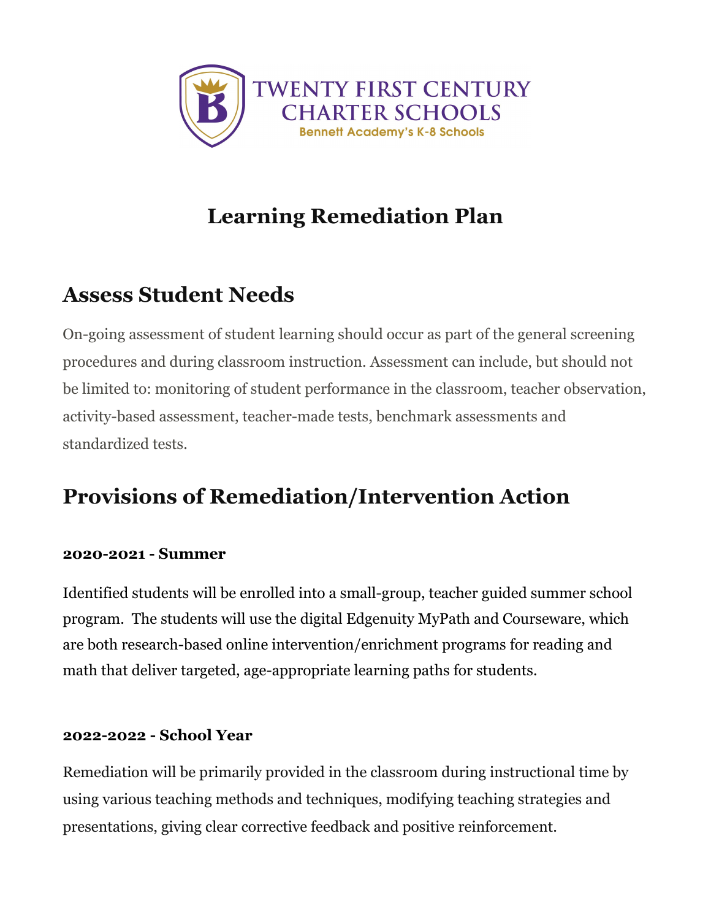TWENTY FIRST CENTURY CHARTER SCHOOLS

Bennett Academy's K-8 Schools

# Learning Remediation Plan

## Assess Student Needs

On-going assessment of student learning should occur as part of the general screening procedures and during classroom instruction. Assessment can include, but should not be limited to: monitoring of student performance in the classroom, teacher observation, activity-based assessment, teacher-made tests, benchmark assessments and standardized tests.

## Provisions of Remediation/Intervention Action

**2020-2021 - Summer**

Identified students will be enrolled into a small-group, teacher guided summer school program. The students will use the digital Edgenuity MyPath and Courseware, which are both research-based online intervention/enrichment programs for reading and math that deliver targeted, age-appropriate learning paths for students.

**2022-2022 - School Year**

Remediation will be primarily provided in the classroom during instructional time by using various teaching methods and techniques, modifying teaching strategies and presentations, giving clear corrective feedback and positive reinforcement.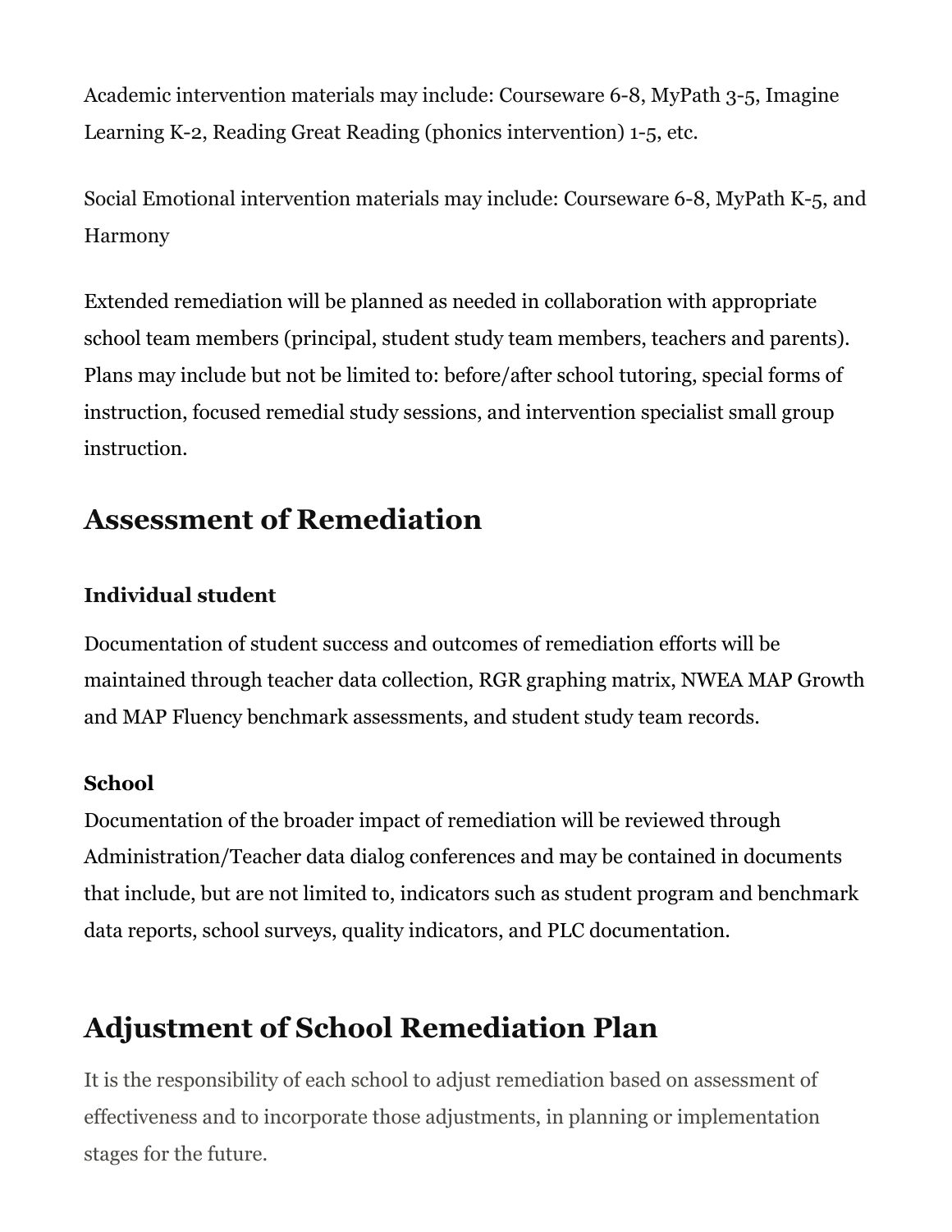Academic intervention materials may include: Courseware 6-8, MyPath 3-5, Imagine Learning K-2, Reading Great Reading (phonics intervention) 1-5, etc.

Social Emotional intervention materials may include: Courseware 6-8, MyPath K-5, and Harmony

Extended remediation will be planned as needed in collaboration with appropriate school team members (principal, student study team members, teachers and parents). Plans may include but not be limited to: before/after school tutoring, special forms of instruction, focused remedial study sessions, and intervention specialist small group instruction.

## Assessment of Remediation

**Individual student**

Documentation of student success and outcomes of remediation efforts will be maintained through teacher data collection, RGR graphing matrix, NWEA MAP Growth and MAP Fluency benchmark assessments, and student study team records.

**School**

Documentation of the broader impact of remediation will be reviewed through Administration/Teacher data dialog conferences and may be contained in documents that include, but are not limited to, indicators such as student program and benchmark data reports, school surveys, quality indicators, and PLC documentation.

## Adjustment of School Remediation Plan

It is the responsibility of each school to adjust remediation based on assessment of effectiveness and to incorporate those adjustments, in planning or implementation stages for the future.